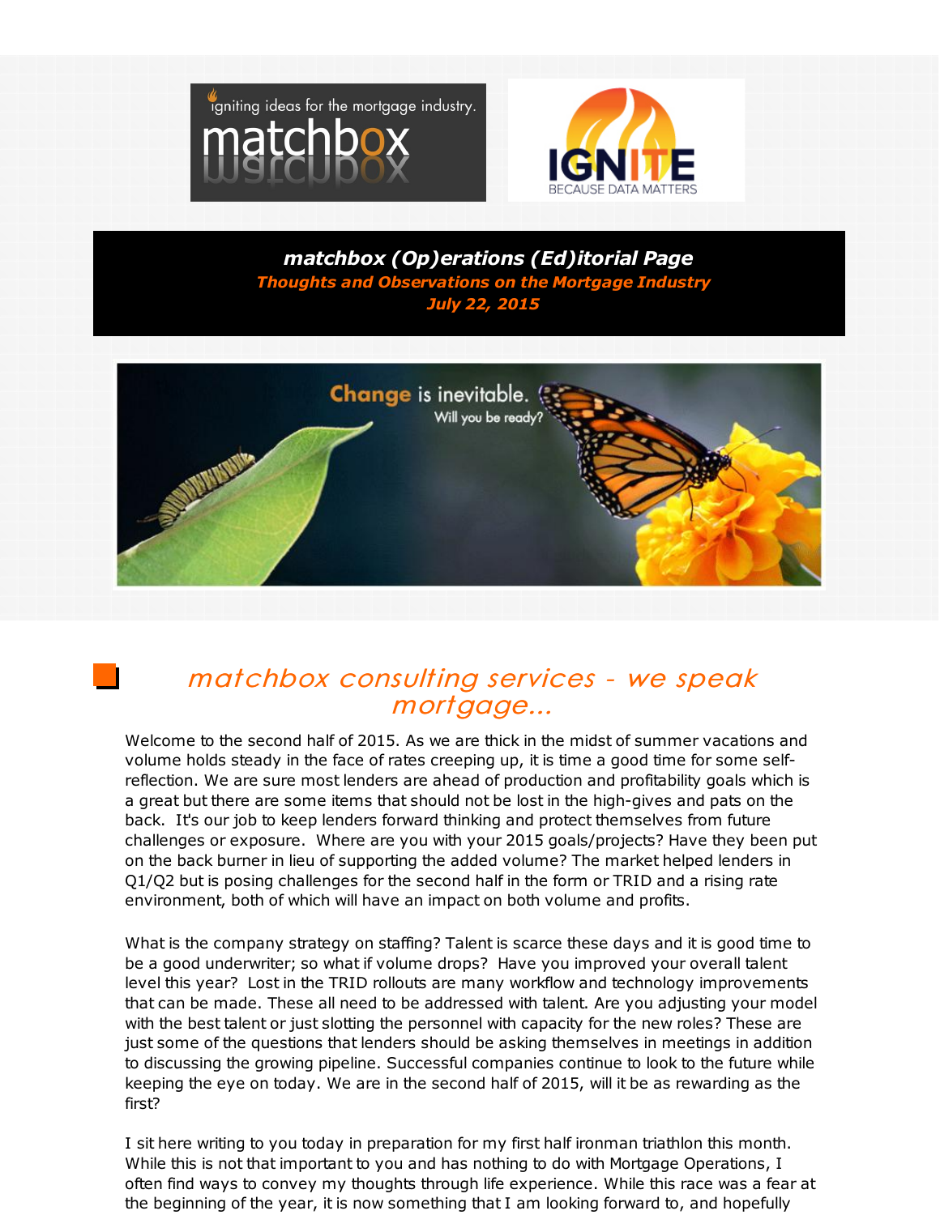**matchbox (Op)erations (Ed)itorial Page**

***Thoughts and Observations on the Mortgage Industry***

***July 22, 2015***

## *matchbox consulting services - we speak mortgage...*

Welcome to the second half of 2015. As we are thick in the midst of summer vacations and volume holds steady in the face of rates creeping up, it is time a good time for some self-reflection. We are sure most lenders are ahead of production and profitability goals which is a great but there are some items that should not be lost in the high-gives and pats on the back. It's our job to keep lenders forward thinking and protect themselves from future challenges or exposure. Where are you with your 2015 goals/projects? Have they been put on the back burner in lieu of supporting the added volume? The market helped lenders in Q1/Q2 but is posing challenges for the second half in the form or TRID and a rising rate environment, both of which will have an impact on both volume and profits.

What is the company strategy on staffing? Talent is scarce these days and it is good time to be a good underwriter; so what if volume drops? Have you improved your overall talent level this year? Lost in the TRID rollouts are many workflow and technology improvements that can be made. These all need to be addressed with talent. Are you adjusting your model with the best talent or just slotting the personnel with capacity for the new roles? These are just some of the questions that lenders should be asking themselves in meetings in addition to discussing the growing pipeline. Successful companies continue to look to the future while keeping the eye on today. We are in the second half of 2015, will it be as rewarding as the first?

I sit here writing to you today in preparation for my first half ironman triathlon this month. While this is not that important to you and has nothing to do with Mortgage Operations, I often find ways to convey my thoughts through life experience. While this race was a fear at the beginning of the year, it is now something that I am looking forward to, and hopefully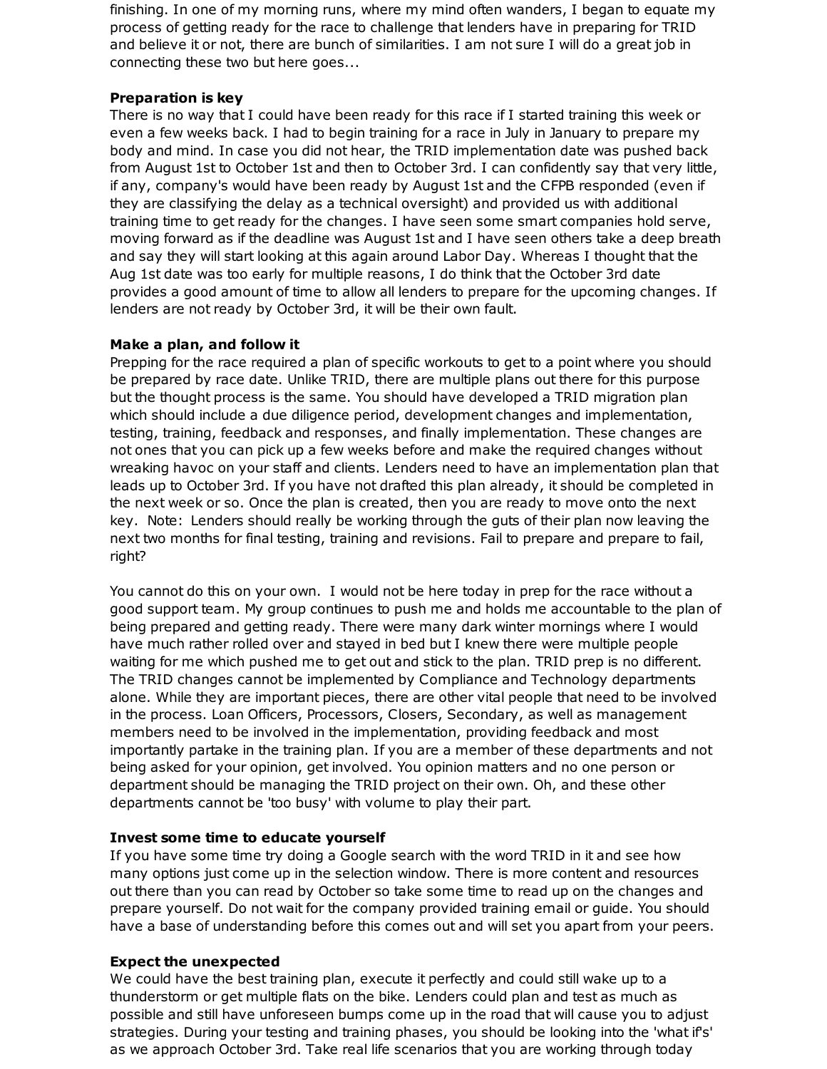finishing. In one of my morning runs, where my mind often wanders, I began to equate my process of getting ready for the race to challenge that lenders have in preparing for TRID and believe it or not, there are bunch of similarities. I am not sure I will do a great job in connecting these two but here goes...

**Preparation is key**

There is no way that I could have been ready for this race if I started training this week or even a few weeks back. I had to begin training for a race in July in January to prepare my body and mind. In case you did not hear, the TRID implementation date was pushed back from August 1st to October 1st and then to October 3rd. I can confidently say that very little, if any, company's would have been ready by August 1st and the CFPB responded (even if they are classifying the delay as a technical oversight) and provided us with additional training time to get ready for the changes. I have seen some smart companies hold serve, moving forward as if the deadline was August 1st and I have seen others take a deep breath and say they will start looking at this again around Labor Day. Whereas I thought that the Aug 1st date was too early for multiple reasons, I do think that the October 3rd date provides a good amount of time to allow all lenders to prepare for the upcoming changes. If lenders are not ready by October 3rd, it will be their own fault.

**Make a plan, and follow it**

Prepping for the race required a plan of specific workouts to get to a point where you should be prepared by race date. Unlike TRID, there are multiple plans out there for this purpose but the thought process is the same. You should have developed a TRID migration plan which should include a due diligence period, development changes and implementation, testing, training, feedback and responses, and finally implementation. These changes are not ones that you can pick up a few weeks before and make the required changes without wreaking havoc on your staff and clients. Lenders need to have an implementation plan that leads up to October 3rd. If you have not drafted this plan already, it should be completed in the next week or so. Once the plan is created, then you are ready to move onto the next key. Note: Lenders should really be working through the guts of their plan now leaving the next two months for final testing, training and revisions. Fail to prepare and prepare to fail, right?

You cannot do this on your own. I would not be here today in prep for the race without a good support team. My group continues to push me and holds me accountable to the plan of being prepared and getting ready. There were many dark winter mornings where I would have much rather rolled over and stayed in bed but I knew there were multiple people waiting for me which pushed me to get out and stick to the plan. TRID prep is no different. The TRID changes cannot be implemented by Compliance and Technology departments alone. While they are important pieces, there are other vital people that need to be involved in the process. Loan Officers, Processors, Closers, Secondary, as well as management members need to be involved in the implementation, providing feedback and most importantly partake in the training plan. If you are a member of these departments and not being asked for your opinion, get involved. You opinion matters and no one person or department should be managing the TRID project on their own. Oh, and these other departments cannot be 'too busy' with volume to play their part.

**Invest some time to educate yourself**

If you have some time try doing a Google search with the word TRID in it and see how many options just come up in the selection window. There is more content and resources out there than you can read by October so take some time to read up on the changes and prepare yourself. Do not wait for the company provided training email or guide. You should have a base of understanding before this comes out and will set you apart from your peers.

**Expect the unexpected**

We could have the best training plan, execute it perfectly and could still wake up to a thunderstorm or get multiple flats on the bike. Lenders could plan and test as much as possible and still have unforeseen bumps come up in the road that will cause you to adjust strategies. During your testing and training phases, you should be looking into the 'what if's' as we approach October 3rd. Take real life scenarios that you are working through today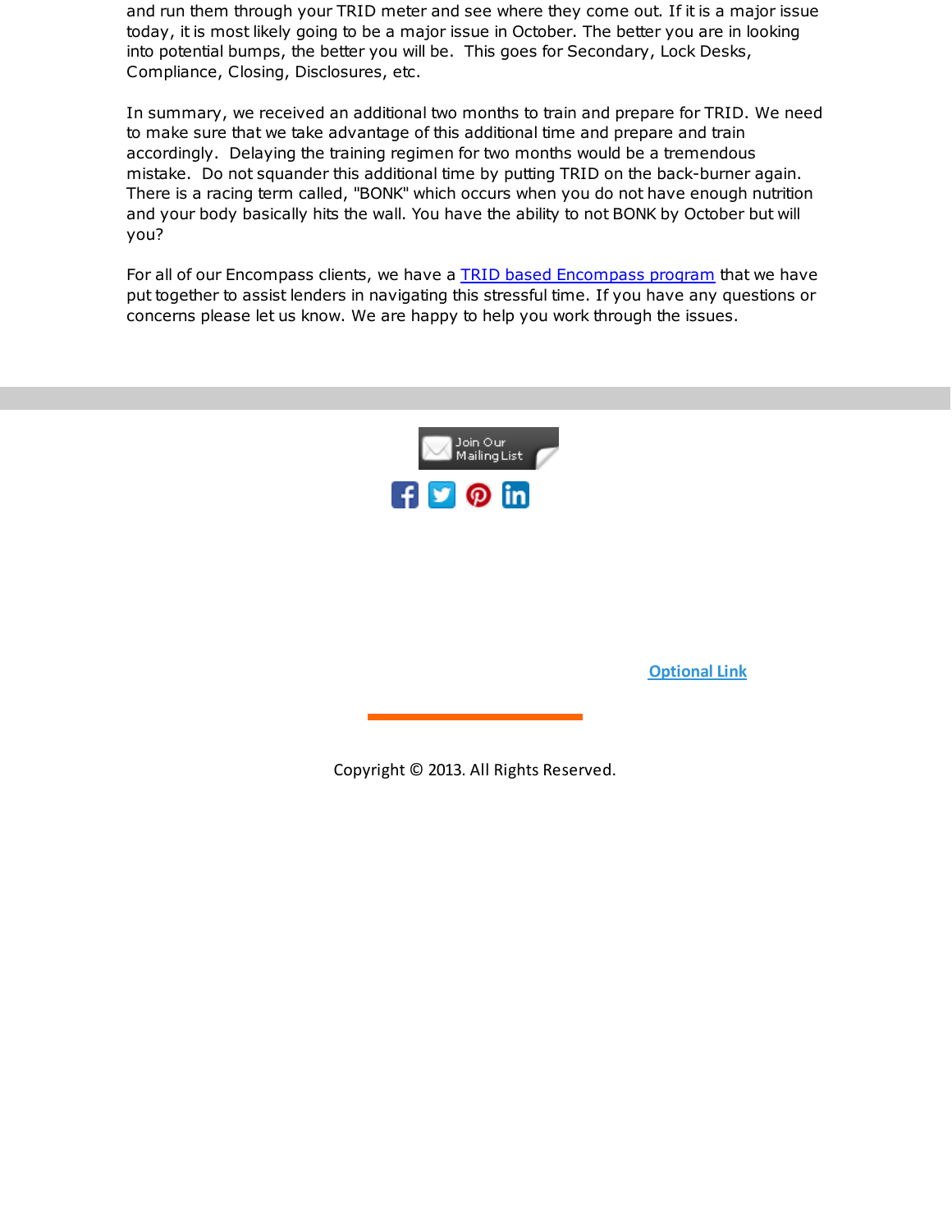and run them through your TRID meter and see where they come out. If it is a major issue today, it is most likely going to be a major issue in October. The better you are in looking into potential bumps, the better you will be.  This goes for Secondary, Lock Desks, Compliance, Closing, Disclosures, etc.

In summary, we received an additional two months to train and prepare for TRID. We need to make sure that we take advantage of this additional time and prepare and train accordingly.  Delaying the training regimen for two months would be a tremendous mistake.  Do not squander this additional time by putting TRID on the back-burner again. There is a racing term called, "BONK" which occurs when you do not have enough nutrition and your body basically hits the wall. You have the ability to not BONK by October but will you?

For all of our Encompass clients, we have a [TRID based Encompass program]() that we have put together to assist lenders in navigating this stressful time. If you have any questions or concerns please let us know. We are happy to help you work through the issues.

Join Our Mailing List

[Optional Link]()

Copyright © 2013. All Rights Reserved.